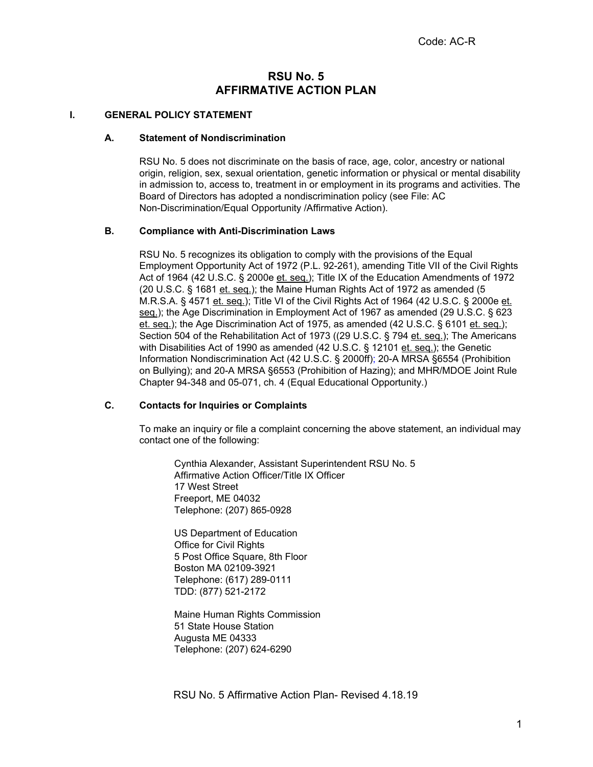Code: AC-R

# RSU No. 5
# AFFIRMATIVE ACTION PLAN

## I. GENERAL POLICY STATEMENT

### A. Statement of Nondiscrimination

RSU No. 5 does not discriminate on the basis of race, age, color, ancestry or national origin, religion, sex, sexual orientation, genetic information or physical or mental disability in admission to, access to, treatment in or employment in its programs and activities. The Board of Directors has adopted a nondiscrimination policy (see File: AC Non-Discrimination/Equal Opportunity /Affirmative Action).

### B. Compliance with Anti-Discrimination Laws

RSU No. 5 recognizes its obligation to comply with the provisions of the Equal Employment Opportunity Act of 1972 (P.L. 92-261), amending Title VII of the Civil Rights Act of 1964 (42 U.S.C. § 2000e et. seq.); Title IX of the Education Amendments of 1972 (20 U.S.C. § 1681 et. seq.); the Maine Human Rights Act of 1972 as amended (5 M.R.S.A. § 4571 et. seq.); Title VI of the Civil Rights Act of 1964 (42 U.S.C. § 2000e et. seq.); the Age Discrimination in Employment Act of 1967 as amended (29 U.S.C. § 623 et. seq.); the Age Discrimination Act of 1975, as amended (42 U.S.C. § 6101 et. seq.); Section 504 of the Rehabilitation Act of 1973 ((29 U.S.C. § 794 et. seq.); The Americans with Disabilities Act of 1990 as amended (42 U.S.C. § 12101 et. seq.); the Genetic Information Nondiscrimination Act (42 U.S.C. § 2000ff); 20-A MRSA §6554 (Prohibition on Bullying); and 20-A MRSA §6553 (Prohibition of Hazing); and MHR/MDOE Joint Rule Chapter 94-348 and 05-071, ch. 4 (Equal Educational Opportunity.)

### C. Contacts for Inquiries or Complaints

To make an inquiry or file a complaint concerning the above statement, an individual may contact one of the following:

Cynthia Alexander, Assistant Superintendent RSU No. 5
Affirmative Action Officer/Title IX Officer
17 West Street
Freeport, ME 04032
Telephone: (207) 865-0928

US Department of Education
Office for Civil Rights
5 Post Office Square, 8th Floor
Boston MA 02109-3921
Telephone: (617) 289-0111
TDD: (877) 521-2172

Maine Human Rights Commission
51 State House Station
Augusta ME 04333
Telephone: (207) 624-6290

RSU No. 5 Affirmative Action Plan- Revised 4.18.19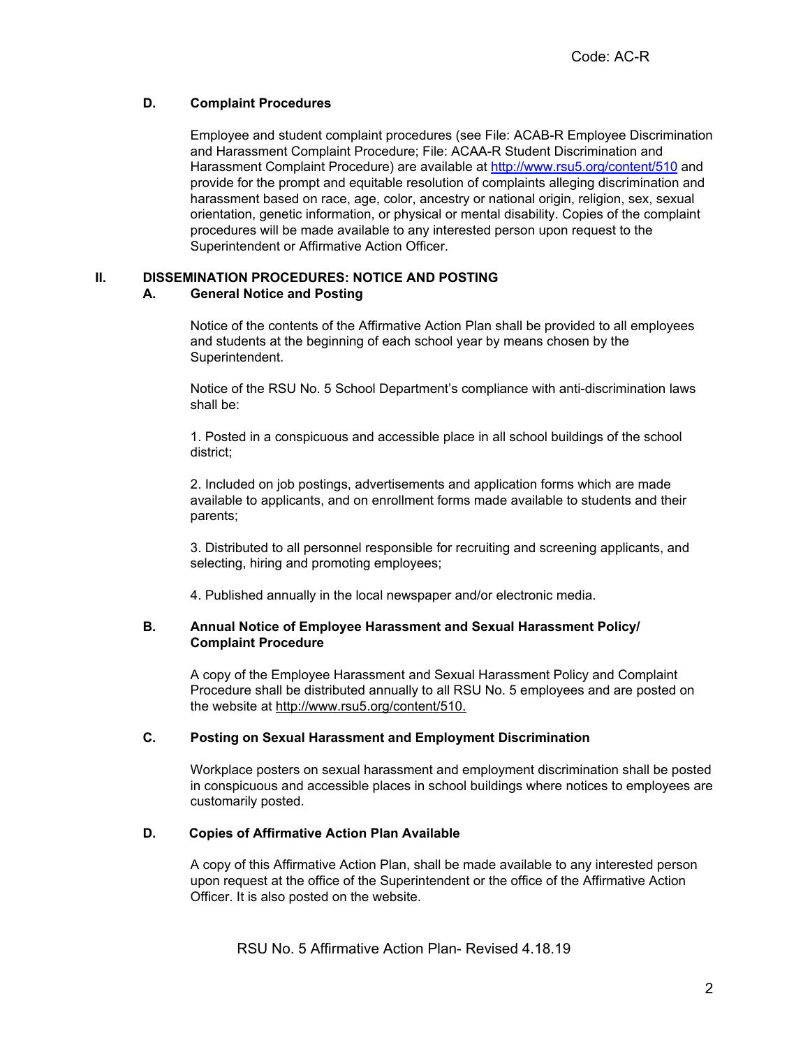### D. Complaint Procedures

Employee and student complaint procedures (see File: ACAB-R Employee Discrimination and Harassment Complaint Procedure; File: ACAA-R Student Discrimination and Harassment Complaint Procedure) are available at http://www.rsu5.org/content/510 and provide for the prompt and equitable resolution of complaints alleging discrimination and harassment based on race, age, color, ancestry or national origin, religion, sex, sexual orientation, genetic information, or physical or mental disability. Copies of the complaint procedures will be made available to any interested person upon request to the Superintendent or Affirmative Action Officer.

## II. DISSEMINATION PROCEDURES: NOTICE AND POSTING

### A. General Notice and Posting

Notice of the contents of the Affirmative Action Plan shall be provided to all employees and students at the beginning of each school year by means chosen by the Superintendent.

Notice of the RSU No. 5 School Department's compliance with anti-discrimination laws shall be:

1. Posted in a conspicuous and accessible place in all school buildings of the school district;

2. Included on job postings, advertisements and application forms which are made available to applicants, and on enrollment forms made available to students and their parents;

3. Distributed to all personnel responsible for recruiting and screening applicants, and selecting, hiring and promoting employees;

4. Published annually in the local newspaper and/or electronic media.

### B. Annual Notice of Employee Harassment and Sexual Harassment Policy/ Complaint Procedure

A copy of the Employee Harassment and Sexual Harassment Policy and Complaint Procedure shall be distributed annually to all RSU No. 5 employees and are posted on the website at http://www.rsu5.org/content/510.

### C. Posting on Sexual Harassment and Employment Discrimination

Workplace posters on sexual harassment and employment discrimination shall be posted in conspicuous and accessible places in school buildings where notices to employees are customarily posted.

### D. Copies of Affirmative Action Plan Available

A copy of this Affirmative Action Plan, shall be made available to any interested person upon request at the office of the Superintendent or the office of the Affirmative Action Officer. It is also posted on the website.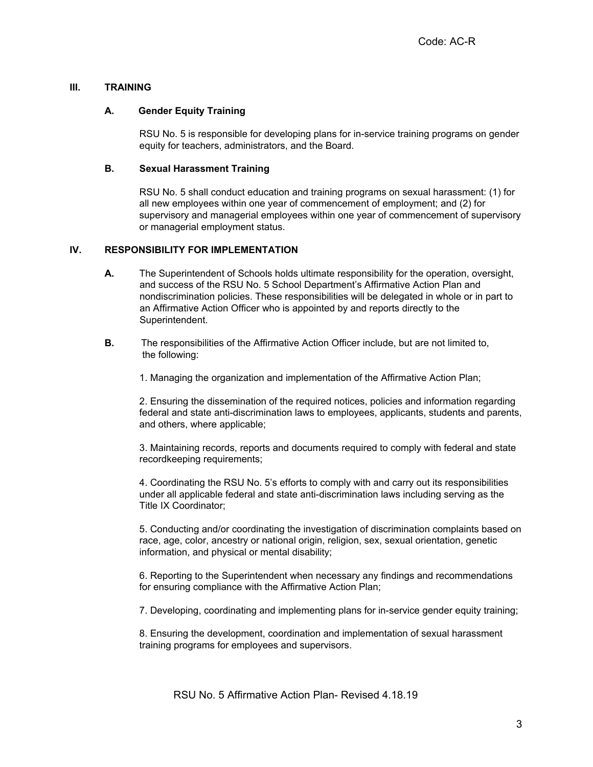## III. TRAINING

### A. Gender Equity Training

RSU No. 5 is responsible for developing plans for in-service training programs on gender equity for teachers, administrators, and the Board.

### B. Sexual Harassment Training

RSU No. 5 shall conduct education and training programs on sexual harassment: (1) for all new employees within one year of commencement of employment; and (2) for supervisory and managerial employees within one year of commencement of supervisory or managerial employment status.

## IV. RESPONSIBILITY FOR IMPLEMENTATION

**A.** The Superintendent of Schools holds ultimate responsibility for the operation, oversight, and success of the RSU No. 5 School Department's Affirmative Action Plan and nondiscrimination policies. These responsibilities will be delegated in whole or in part to an Affirmative Action Officer who is appointed by and reports directly to the Superintendent.

**B.** The responsibilities of the Affirmative Action Officer include, but are not limited to, the following:

1. Managing the organization and implementation of the Affirmative Action Plan;

2. Ensuring the dissemination of the required notices, policies and information regarding federal and state anti-discrimination laws to employees, applicants, students and parents, and others, where applicable;

3. Maintaining records, reports and documents required to comply with federal and state recordkeeping requirements;

4. Coordinating the RSU No. 5's efforts to comply with and carry out its responsibilities under all applicable federal and state anti-discrimination laws including serving as the Title IX Coordinator;

5. Conducting and/or coordinating the investigation of discrimination complaints based on race, age, color, ancestry or national origin, religion, sex, sexual orientation, genetic information, and physical or mental disability;

6. Reporting to the Superintendent when necessary any findings and recommendations for ensuring compliance with the Affirmative Action Plan;

7. Developing, coordinating and implementing plans for in-service gender equity training;

8. Ensuring the development, coordination and implementation of sexual harassment training programs for employees and supervisors.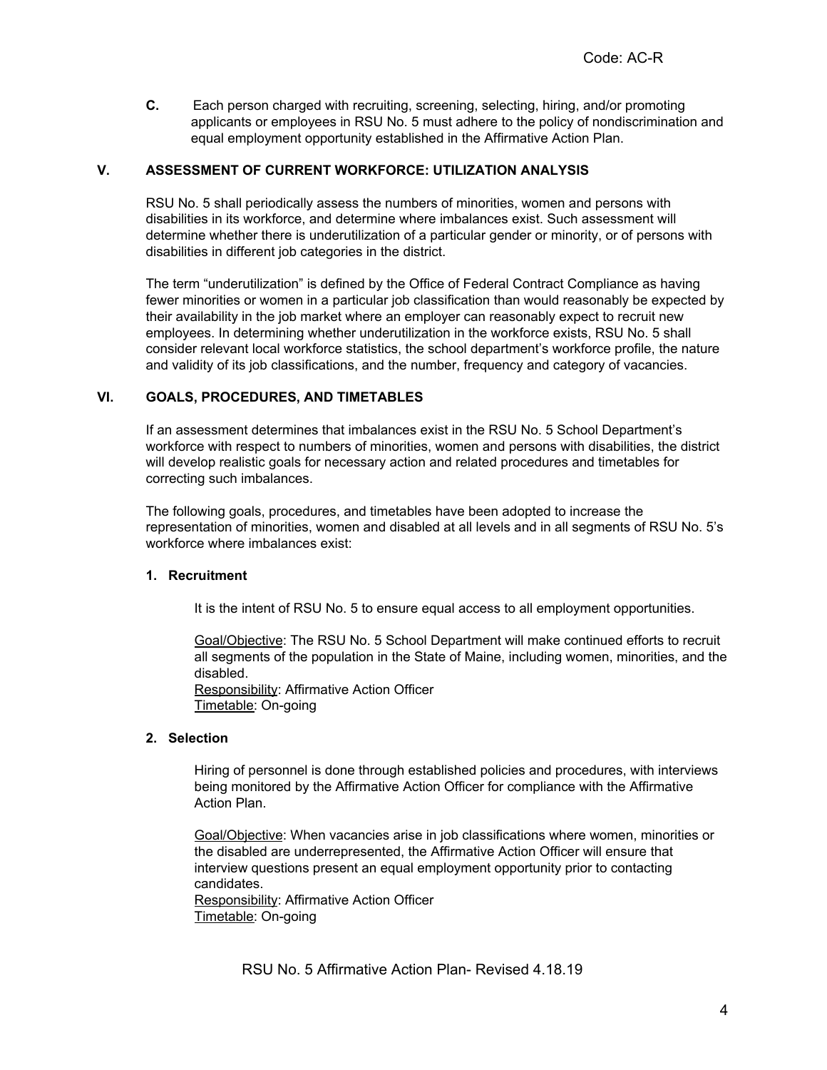**C.** Each person charged with recruiting, screening, selecting, hiring, and/or promoting applicants or employees in RSU No. 5 must adhere to the policy of nondiscrimination and equal employment opportunity established in the Affirmative Action Plan.

## V. ASSESSMENT OF CURRENT WORKFORCE: UTILIZATION ANALYSIS

RSU No. 5 shall periodically assess the numbers of minorities, women and persons with disabilities in its workforce, and determine where imbalances exist. Such assessment will determine whether there is underutilization of a particular gender or minority, or of persons with disabilities in different job categories in the district.

The term "underutilization" is defined by the Office of Federal Contract Compliance as having fewer minorities or women in a particular job classification than would reasonably be expected by their availability in the job market where an employer can reasonably expect to recruit new employees. In determining whether underutilization in the workforce exists, RSU No. 5 shall consider relevant local workforce statistics, the school department's workforce profile, the nature and validity of its job classifications, and the number, frequency and category of vacancies.

## VI. GOALS, PROCEDURES, AND TIMETABLES

If an assessment determines that imbalances exist in the RSU No. 5 School Department's workforce with respect to numbers of minorities, women and persons with disabilities, the district will develop realistic goals for necessary action and related procedures and timetables for correcting such imbalances.

The following goals, procedures, and timetables have been adopted to increase the representation of minorities, women and disabled at all levels and in all segments of RSU No. 5's workforce where imbalances exist:

### 1. Recruitment

It is the intent of RSU No. 5 to ensure equal access to all employment opportunities.

Goal/Objective: The RSU No. 5 School Department will make continued efforts to recruit all segments of the population in the State of Maine, including women, minorities, and the disabled.
Responsibility: Affirmative Action Officer
Timetable: On-going

### 2. Selection

Hiring of personnel is done through established policies and procedures, with interviews being monitored by the Affirmative Action Officer for compliance with the Affirmative Action Plan.

Goal/Objective: When vacancies arise in job classifications where women, minorities or the disabled are underrepresented, the Affirmative Action Officer will ensure that interview questions present an equal employment opportunity prior to contacting candidates.
Responsibility: Affirmative Action Officer
Timetable: On-going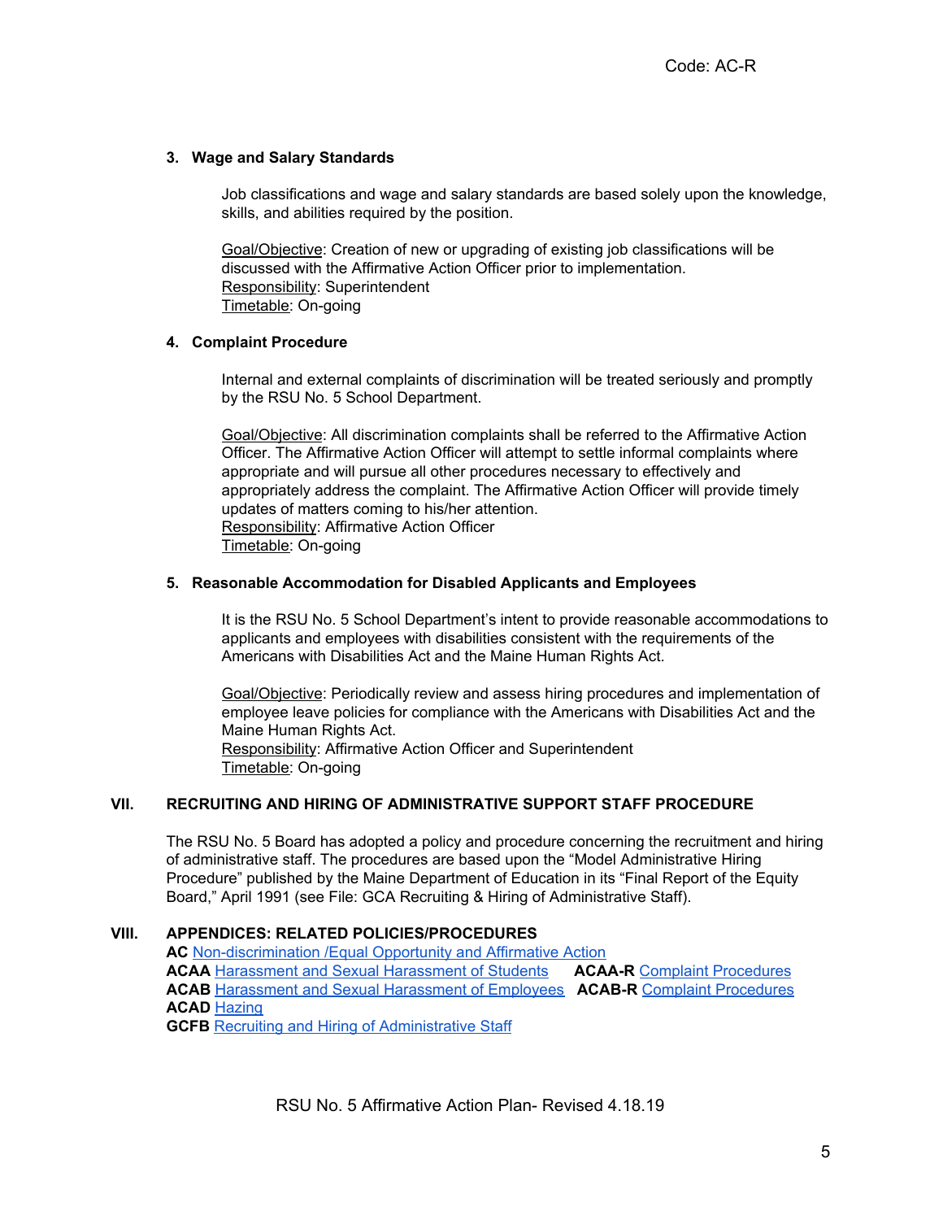3. **Wage and Salary Standards**

   Job classifications and wage and salary standards are based solely upon the knowledge, skills, and abilities required by the position.

   Goal/Objective: Creation of new or upgrading of existing job classifications will be discussed with the Affirmative Action Officer prior to implementation.
   Responsibility: Superintendent
   Timetable: On-going

4. **Complaint Procedure**

   Internal and external complaints of discrimination will be treated seriously and promptly by the RSU No. 5 School Department.

   Goal/Objective: All discrimination complaints shall be referred to the Affirmative Action Officer. The Affirmative Action Officer will attempt to settle informal complaints where appropriate and will pursue all other procedures necessary to effectively and appropriately address the complaint. The Affirmative Action Officer will provide timely updates of matters coming to his/her attention.
   Responsibility: Affirmative Action Officer
   Timetable: On-going

5. **Reasonable Accommodation for Disabled Applicants and Employees**

   It is the RSU No. 5 School Department's intent to provide reasonable accommodations to applicants and employees with disabilities consistent with the requirements of the Americans with Disabilities Act and the Maine Human Rights Act.

   Goal/Objective: Periodically review and assess hiring procedures and implementation of employee leave policies for compliance with the Americans with Disabilities Act and the Maine Human Rights Act.
   Responsibility: Affirmative Action Officer and Superintendent
   Timetable: On-going

## VII. RECRUITING AND HIRING OF ADMINISTRATIVE SUPPORT STAFF PROCEDURE

The RSU No. 5 Board has adopted a policy and procedure concerning the recruitment and hiring of administrative staff. The procedures are based upon the "Model Administrative Hiring Procedure" published by the Maine Department of Education in its "Final Report of the Equity Board," April 1991 (see File: GCA Recruiting & Hiring of Administrative Staff).

## VIII. APPENDICES: RELATED POLICIES/PROCEDURES

**AC** Non-discrimination /Equal Opportunity and Affirmative Action
**ACAA** Harassment and Sexual Harassment of Students **ACAA-R** Complaint Procedures
**ACAB** Harassment and Sexual Harassment of Employees **ACAB-R** Complaint Procedures
**ACAD** Hazing
**GCFB** Recruiting and Hiring of Administrative Staff

RSU No. 5 Affirmative Action Plan- Revised 4.18.19